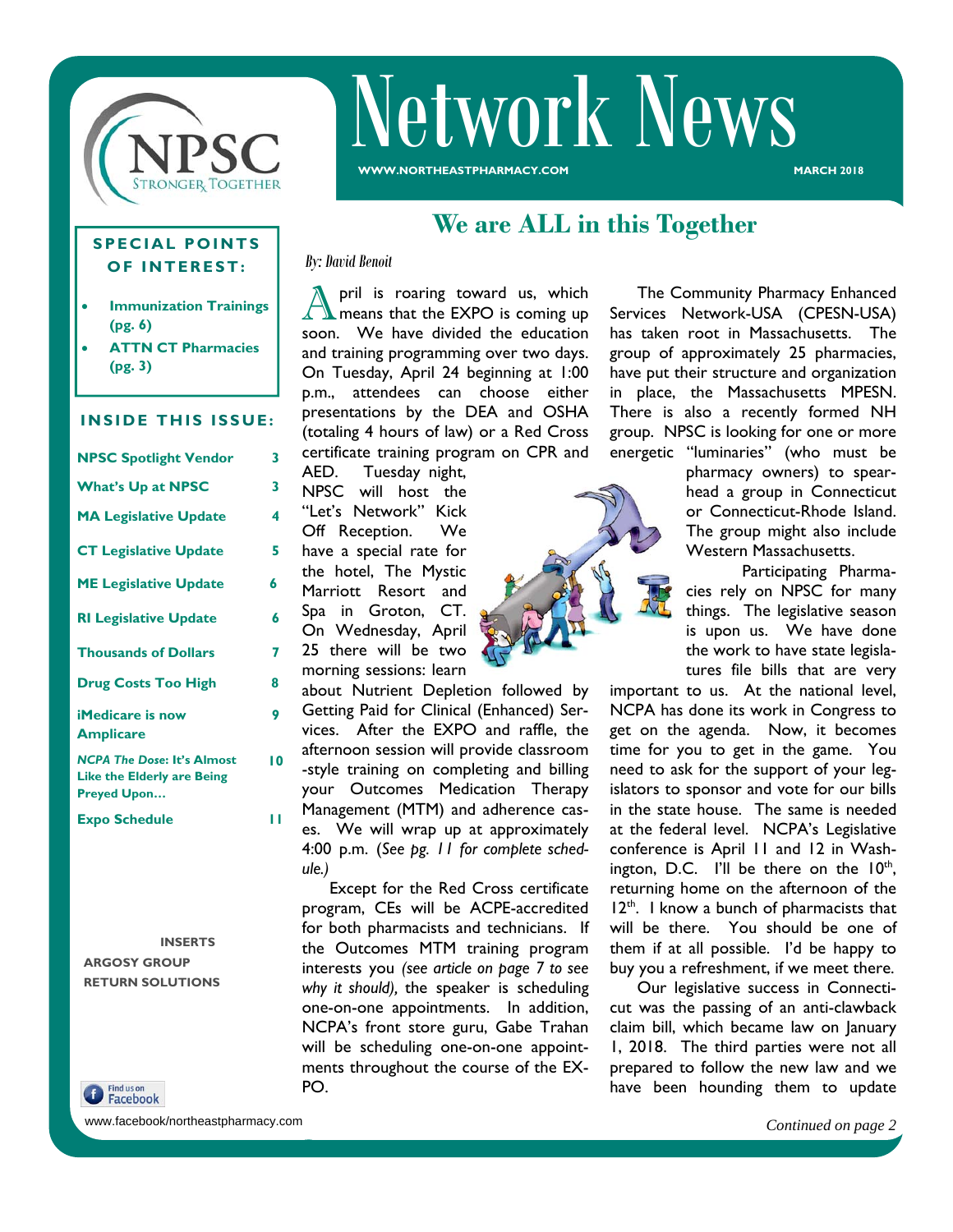# Network News

WWW.NORTHEASTPHARMACY.COM

MARCH 2018

## We are ALL in this Together

*By: David Benoit*

April is roaring toward us, which means that the EXPO is coming up soon. We have divided the education and training programming over two days. On Tuesday, April 24 beginning at 1:00 p.m., attendees can choose either presentations by the DEA and OSHA (totaling 4 hours of law) or a Red Cross certificate training program on CPR and AED. Tuesday night, NPSC will host the "Let's Network" Kick Off Reception. We have a special rate for the hotel, The Mystic Marriott Resort and Spa in Groton, CT. On Wednesday, April 25 there will be two morning sessions: learn about Nutrient Depletion followed by Getting Paid for Clinical (Enhanced) Services. After the EXPO and raffle, the afternoon session will provide classroom-style training on completing and billing your Outcomes Medication Therapy Management (MTM) and adherence cases. We will wrap up at approximately 4:00 p.m. (*See pg. 11 for complete schedule.)*

Except for the Red Cross certificate program, CEs will be ACPE-accredited for both pharmacists and technicians. If the Outcomes MTM training program interests you *(see article on page 7 to see why it should),* the speaker is scheduling one-on-one appointments. In addition, NCPA's front store guru, Gabe Trahan will be scheduling one-on-one appointments throughout the course of the EXPO.

The Community Pharmacy Enhanced Services Network-USA (CPESN-USA) has taken root in Massachusetts. The group of approximately 25 pharmacies, have put their structure and organization in place, the Massachusetts MPESN. There is also a recently formed NH group. NPSC is looking for one or more energetic "luminaries" (who must be pharmacy owners) to spearhead a group in Connecticut or Connecticut-Rhode Island. The group might also include Western Massachusetts.

Participating Pharmacies rely on NPSC for many things. The legislative season is upon us. We have done the work to have state legislatures file bills that are important to us. At the national level, NCPA has done its work in Congress to get on the agenda. Now, it becomes time for you to get in the game. You need to ask for the support of your legislators to sponsor and vote for our bills in the state house. The same is needed at the federal level. NCPA's Legislative conference is April 11 and 12 in Washington, D.C. I'll be there on the 10th, returning home on the afternoon of the 12th. I know a bunch of pharmacists that will be there. You should be one of them if at all possible. I'd be happy to buy you a refreshment, if we meet there.

Our legislative success in Connecticut was the passing of an anti-clawback claim bill, which became law on January 1, 2018. The third parties were not all prepared to follow the new law and we have been hounding them to update

*Continued on page 2*

### SPECIAL POINTS OF INTEREST:

- **Immunization Trainings (pg. 6)**
- **ATTN CT Pharmacies (pg. 3)**

### INSIDE THIS ISSUE:

| | |
|---|---|
| NPSC Spotlight Vendor | 3 |
| What's Up at NPSC | 3 |
| MA Legislative Update | 4 |
| CT Legislative Update | 5 |
| ME Legislative Update | 6 |
| RI Legislative Update | 6 |
| Thousands of Dollars | 7 |
| Drug Costs Too High | 8 |
| iMedicare is now Amplicare | 9 |
| *NCPA The Dose*: It's Almost Like the Elderly are Being Preyed Upon… | 10 |
| Expo Schedule | 11 |

**INSERTS**
**ARGOSY GROUP**
**RETURN SOLUTIONS**

Find us on Facebook

www.facebook/northeastpharmacy.com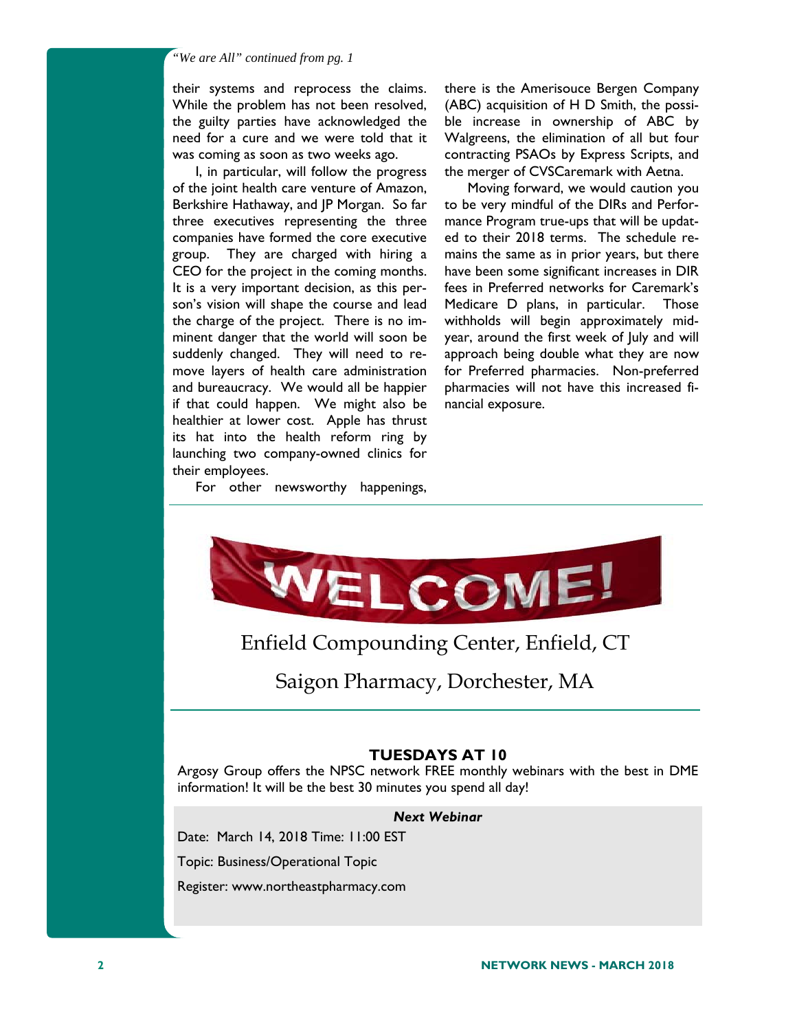*"We are All" continued from pg. 1*

their systems and reprocess the claims. While the problem has not been resolved, the guilty parties have acknowledged the need for a cure and we were told that it was coming as soon as two weeks ago.

I, in particular, will follow the progress of the joint health care venture of Amazon, Berkshire Hathaway, and JP Morgan. So far three executives representing the three companies have formed the core executive group. They are charged with hiring a CEO for the project in the coming months. It is a very important decision, as this person's vision will shape the course and lead the charge of the project. There is no imminent danger that the world will soon be suddenly changed. They will need to remove layers of health care administration and bureaucracy. We would all be happier if that could happen. We might also be healthier at lower cost. Apple has thrust its hat into the health reform ring by launching two company-owned clinics for their employees.

For other newsworthy happenings, there is the Amerisouce Bergen Company (ABC) acquisition of H D Smith, the possible increase in ownership of ABC by Walgreens, the elimination of all but four contracting PSAOs by Express Scripts, and the merger of CVSCaremark with Aetna.

Moving forward, we would caution you to be very mindful of the DIRs and Performance Program true-ups that will be updated to their 2018 terms. The schedule remains the same as in prior years, but there have been some significant increases in DIR fees in Preferred networks for Caremark's Medicare D plans, in particular. Those withholds will begin approximately mid-year, around the first week of July and will approach being double what they are now for Preferred pharmacies. Non-preferred pharmacies will not have this increased financial exposure.

---

# WELCOME!

Enfield Compounding Center, Enfield, CT

Saigon Pharmacy, Dorchester, MA

---

## TUESDAYS AT 10

Argosy Group offers the NPSC network FREE monthly webinars with the best in DME information! It will be the best 30 minutes you spend all day!

***Next Webinar***

Date: March 14, 2018 Time: 11:00 EST

Topic: Business/Operational Topic

Register: www.northeastpharmacy.com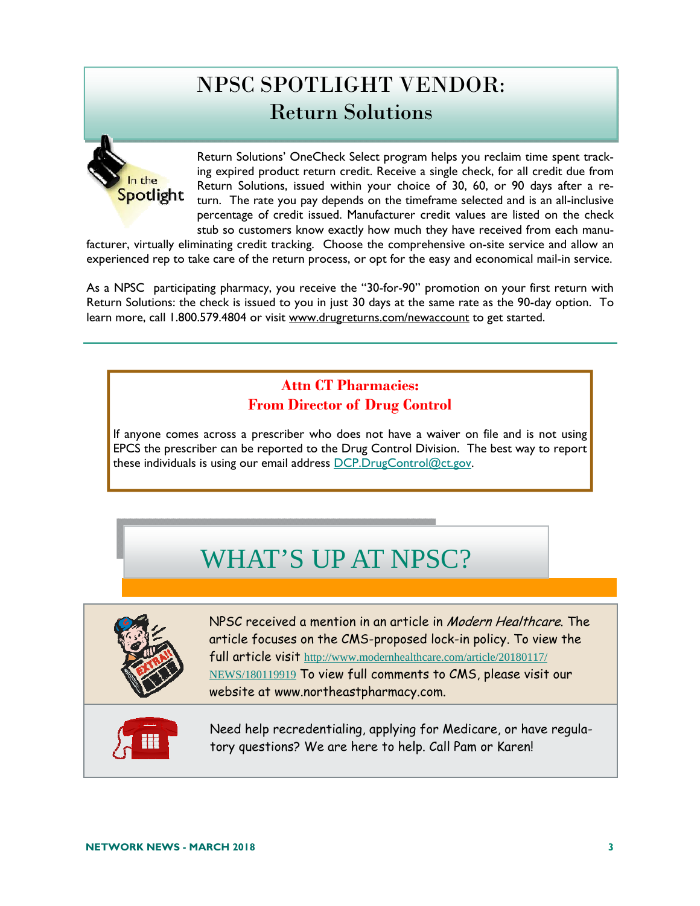# NPSC SPOTLIGHT VENDOR: Return Solutions

Return Solutions' OneCheck Select program helps you reclaim time spent tracking expired product return credit. Receive a single check, for all credit due from Return Solutions, issued within your choice of 30, 60, or 90 days after a return. The rate you pay depends on the timeframe selected and is an all-inclusive percentage of credit issued. Manufacturer credit values are listed on the check stub so customers know exactly how much they have received from each manufacturer, virtually eliminating credit tracking. Choose the comprehensive on-site service and allow an experienced rep to take care of the return process, or opt for the easy and economical mail-in service.

As a NPSC participating pharmacy, you receive the "30-for-90" promotion on your first return with Return Solutions: the check is issued to you in just 30 days at the same rate as the 90-day option. To learn more, call 1.800.579.4804 or visit www.drugreturns.com/newaccount to get started.

**Attn CT Pharmacies:**
**From Director of Drug Control**

If anyone comes across a prescriber who does not have a waiver on file and is not using EPCS the prescriber can be reported to the Drug Control Division. The best way to report these individuals is using our email address DCP.DrugControl@ct.gov.

# WHAT'S UP AT NPSC?

NPSC received a mention in an article in *Modern Healthcare*. The article focuses on the CMS-proposed lock-in policy. To view the full article visit http://www.modernhealthcare.com/article/20180117/NEWS/180119919 To view full comments to CMS, please visit our website at www.northeastpharmacy.com.

Need help recredentialing, applying for Medicare, or have regulatory questions? We are here to help. Call Pam or Karen!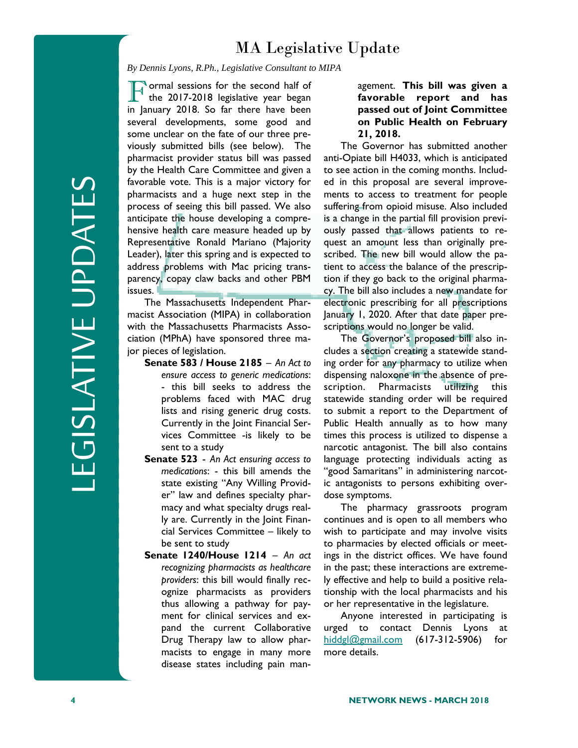# MA Legislative Update

*By Dennis Lyons, R.Ph., Legislative Consultant to MIPA*

Formal sessions for the second half of the 2017-2018 legislative year began in January 2018. So far there have been several developments, some good and some unclear on the fate of our three previously submitted bills (see below). The pharmacist provider status bill was passed by the Health Care Committee and given a favorable vote. This is a major victory for pharmacists and a huge next step in the process of seeing this bill passed. We also anticipate the house developing a comprehensive health care measure headed up by Representative Ronald Mariano (Majority Leader), later this spring and is expected to address problems with Mac pricing transparency, copay claw backs and other PBM issues.

The Massachusetts Independent Pharmacist Association (MIPA) in collaboration with the Massachusetts Pharmacists Association (MPhA) have sponsored three major pieces of legislation.

- **Senate 583 / House 2185** – *An Act to ensure access to generic medications*: - this bill seeks to address the problems faced with MAC drug lists and rising generic drug costs. Currently in the Joint Financial Services Committee -is likely to be sent to a study
- **Senate 523** - *An Act ensuring access to medications*: - this bill amends the state existing "Any Willing Provider" law and defines specialty pharmacy and what specialty drugs really are. Currently in the Joint Financial Services Committee – likely to be sent to study
- **Senate 1240/House 1214** – *An act recognizing pharmacists as healthcare providers*: this bill would finally recognize pharmacists as providers thus allowing a pathway for payment for clinical services and expand the current Collaborative Drug Therapy law to allow pharmacists to engage in many more disease states including pain management. **This bill was given a favorable report and has passed out of Joint Committee on Public Health on February 21, 2018.**

The Governor has submitted another anti-Opiate bill H4033, which is anticipated to see action in the coming months. Included in this proposal are several improvements to access to treatment for people suffering from opioid misuse. Also included is a change in the partial fill provision previously passed that allows patients to request an amount less than originally prescribed. The new bill would allow the patient to access the balance of the prescription if they go back to the original pharmacy. The bill also includes a new mandate for electronic prescribing for all prescriptions January 1, 2020. After that date paper prescriptions would no longer be valid.

The Governor's proposed bill also includes a section creating a statewide standing order for any pharmacy to utilize when dispensing naloxone in the absence of prescription. Pharmacists utilizing this statewide standing order will be required to submit a report to the Department of Public Health annually as to how many times this process is utilized to dispense a narcotic antagonist. The bill also contains language protecting individuals acting as "good Samaritans" in administering narcotic antagonists to persons exhibiting overdose symptoms.

The pharmacy grassroots program continues and is open to all members who wish to participate and may involve visits to pharmacies by elected officials or meetings in the district offices. We have found in the past; these interactions are extremely effective and help to build a positive relationship with the local pharmacists and his or her representative in the legislature.

Anyone interested in participating is urged to contact Dennis Lyons at hiddgl@gmail.com (617-312-5906) for more details.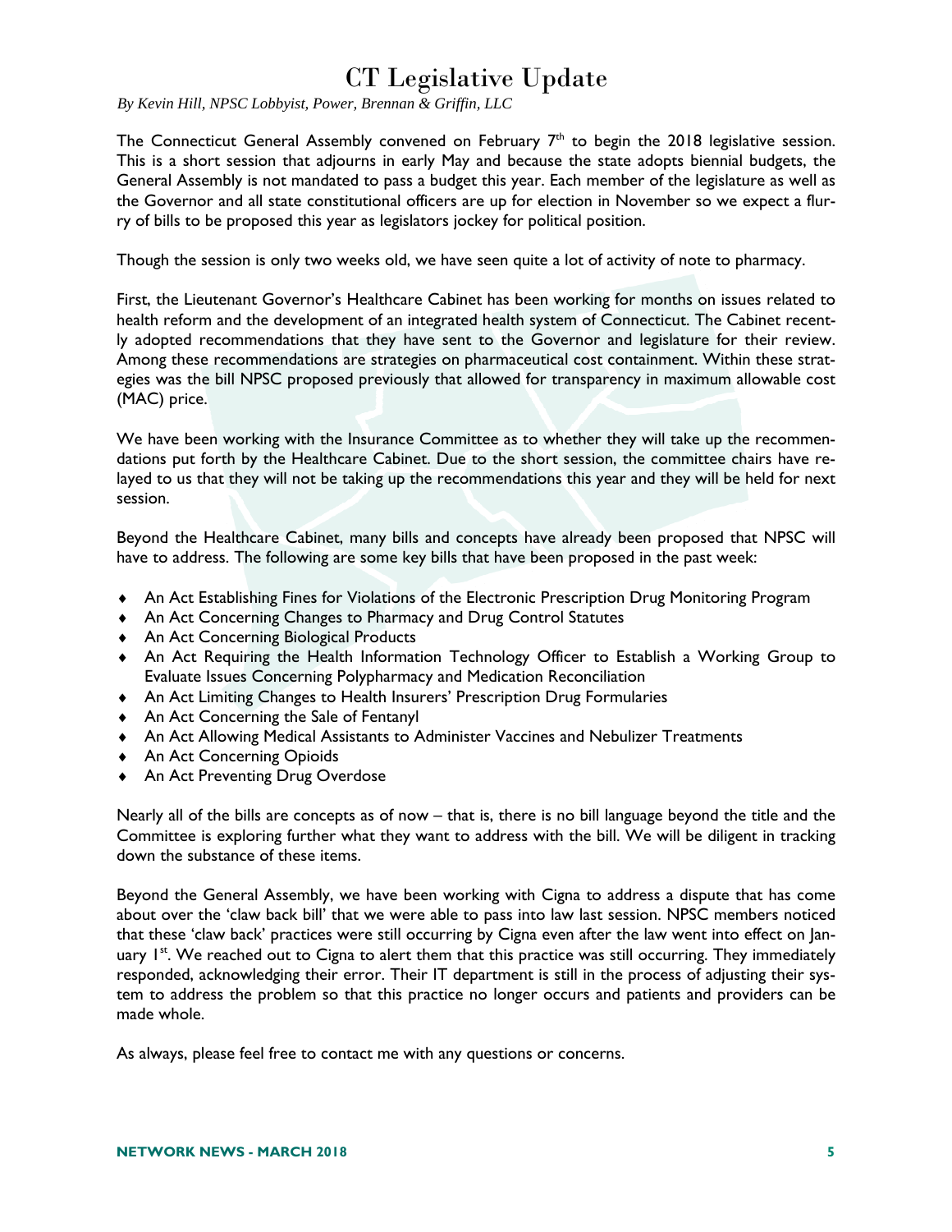# CT Legislative Update

*By Kevin Hill, NPSC Lobbyist, Power, Brennan & Griffin, LLC*

The Connecticut General Assembly convened on February 7th to begin the 2018 legislative session. This is a short session that adjourns in early May and because the state adopts biennial budgets, the General Assembly is not mandated to pass a budget this year. Each member of the legislature as well as the Governor and all state constitutional officers are up for election in November so we expect a flurry of bills to be proposed this year as legislators jockey for political position.

Though the session is only two weeks old, we have seen quite a lot of activity of note to pharmacy.

First, the Lieutenant Governor's Healthcare Cabinet has been working for months on issues related to health reform and the development of an integrated health system of Connecticut. The Cabinet recently adopted recommendations that they have sent to the Governor and legislature for their review. Among these recommendations are strategies on pharmaceutical cost containment. Within these strategies was the bill NPSC proposed previously that allowed for transparency in maximum allowable cost (MAC) price.

We have been working with the Insurance Committee as to whether they will take up the recommendations put forth by the Healthcare Cabinet. Due to the short session, the committee chairs have relayed to us that they will not be taking up the recommendations this year and they will be held for next session.

Beyond the Healthcare Cabinet, many bills and concepts have already been proposed that NPSC will have to address. The following are some key bills that have been proposed in the past week:

- An Act Establishing Fines for Violations of the Electronic Prescription Drug Monitoring Program
- An Act Concerning Changes to Pharmacy and Drug Control Statutes
- An Act Concerning Biological Products
- An Act Requiring the Health Information Technology Officer to Establish a Working Group to Evaluate Issues Concerning Polypharmacy and Medication Reconciliation
- An Act Limiting Changes to Health Insurers' Prescription Drug Formularies
- An Act Concerning the Sale of Fentanyl
- An Act Allowing Medical Assistants to Administer Vaccines and Nebulizer Treatments
- An Act Concerning Opioids
- An Act Preventing Drug Overdose

Nearly all of the bills are concepts as of now – that is, there is no bill language beyond the title and the Committee is exploring further what they want to address with the bill. We will be diligent in tracking down the substance of these items.

Beyond the General Assembly, we have been working with Cigna to address a dispute that has come about over the 'claw back bill' that we were able to pass into law last session. NPSC members noticed that these 'claw back' practices were still occurring by Cigna even after the law went into effect on January 1st. We reached out to Cigna to alert them that this practice was still occurring. They immediately responded, acknowledging their error. Their IT department is still in the process of adjusting their system to address the problem so that this practice no longer occurs and patients and providers can be made whole.

As always, please feel free to contact me with any questions or concerns.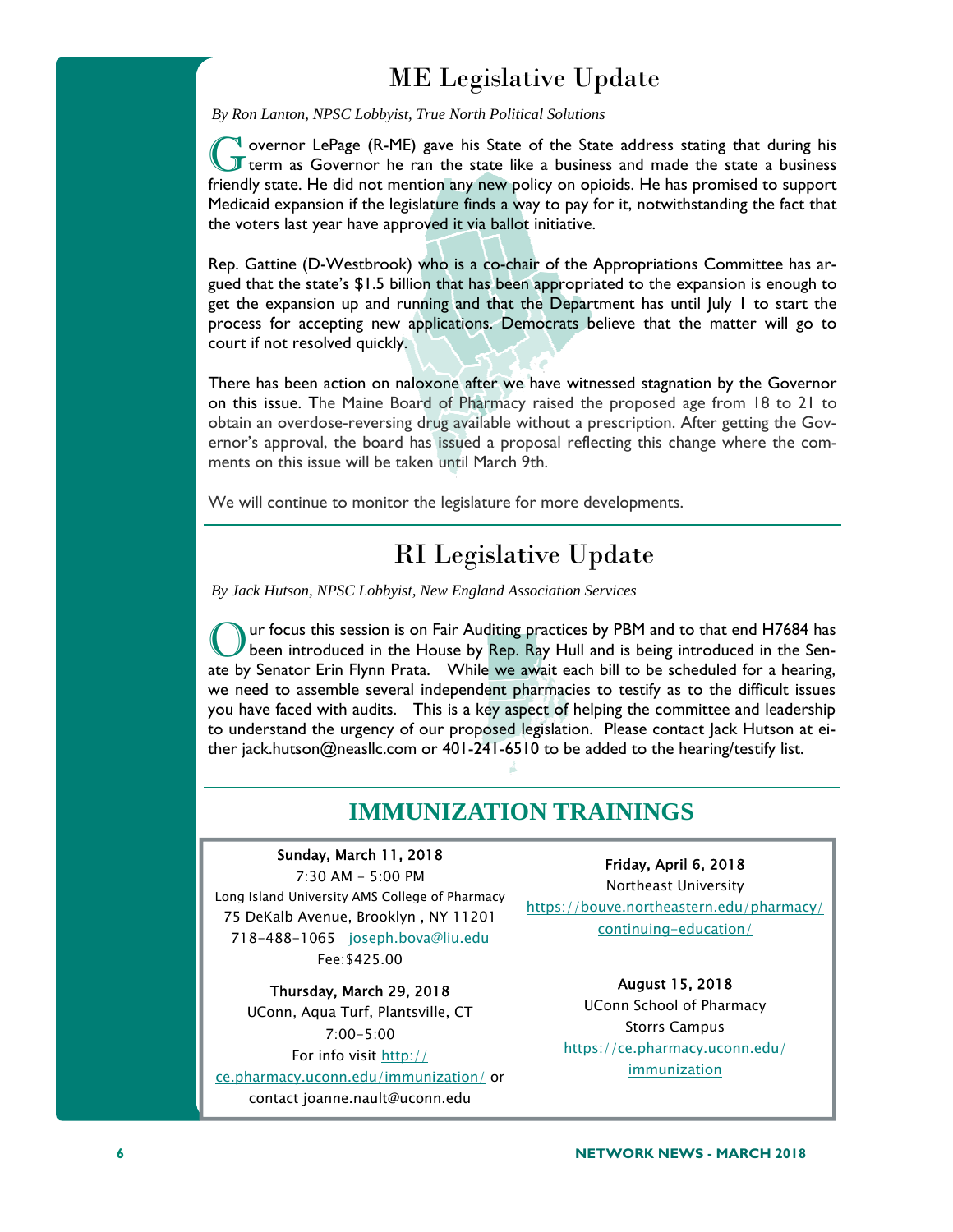# ME Legislative Update

*By Ron Lanton, NPSC Lobbyist, True North Political Solutions*

Governor LePage (R-ME) gave his State of the State address stating that during his term as Governor he ran the state like a business and made the state a business friendly state. He did not mention any new policy on opioids. He has promised to support Medicaid expansion if the legislature finds a way to pay for it, notwithstanding the fact that the voters last year have approved it via ballot initiative.

Rep. Gattine (D-Westbrook) who is a co-chair of the Appropriations Committee has argued that the state's $1.5 billion that has been appropriated to the expansion is enough to get the expansion up and running and that the Department has until July 1 to start the process for accepting new applications. Democrats believe that the matter will go to court if not resolved quickly.

There has been action on naloxone after we have witnessed stagnation by the Governor on this issue. The Maine Board of Pharmacy raised the proposed age from 18 to 21 to obtain an overdose-reversing drug available without a prescription. After getting the Governor's approval, the board has issued a proposal reflecting this change where the comments on this issue will be taken until March 9th.

We will continue to monitor the legislature for more developments.

# RI Legislative Update

*By Jack Hutson, NPSC Lobbyist, New England Association Services*

Our focus this session is on Fair Auditing practices by PBM and to that end H7684 has been introduced in the House by Rep. Ray Hull and is being introduced in the Senate by Senator Erin Flynn Prata. While we await each bill to be scheduled for a hearing, we need to assemble several independent pharmacies to testify as to the difficult issues you have faced with audits. This is a key aspect of helping the committee and leadership to understand the urgency of our proposed legislation. Please contact Jack Hutson at either jack.hutson@neasllc.com or 401-241-6510 to be added to the hearing/testify list.

## IMMUNIZATION TRAININGS

**Sunday, March 11, 2018**
7:30 AM - 5:00 PM
Long Island University AMS College of Pharmacy
75 DeKalb Avenue, Brooklyn , NY 11201
718-488-1065 joseph.bova@liu.edu
Fee:$425.00

**Thursday, March 29, 2018**
UConn, Aqua Turf, Plantsville, CT
7:00-5:00
For info visit http://ce.pharmacy.uconn.edu/immunization/ or contact joanne.nault@uconn.edu

**Friday, April 6, 2018**
Northeast University
https://bouve.northeastern.edu/pharmacy/continuing-education/

**August 15, 2018**
UConn School of Pharmacy
Storrs Campus
https://ce.pharmacy.uconn.edu/immunization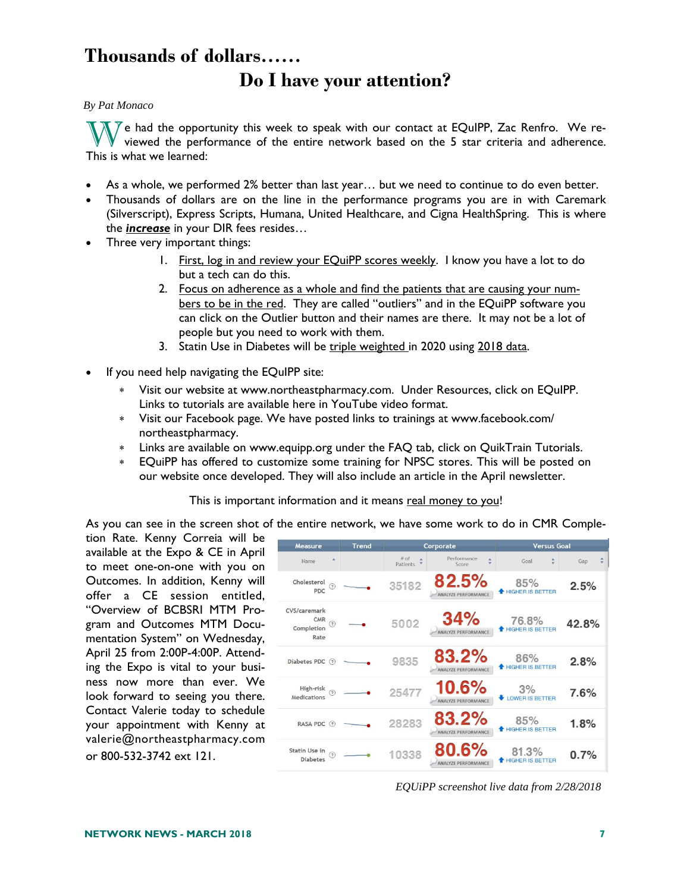# Thousands of dollars……

## Do I have your attention?

*By Pat Monaco*

We had the opportunity this week to speak with our contact at EQuIPP, Zac Renfro. We reviewed the performance of the entire network based on the 5 star criteria and adherence. This is what we learned:

- As a whole, we performed 2% better than last year… but we need to continue to do even better.
- Thousands of dollars are on the line in the performance programs you are in with Caremark (Silverscript), Express Scripts, Humana, United Healthcare, and Cigna HealthSpring. This is where the ***increase*** in your DIR fees resides…
- Three very important things:
  1. First, log in and review your EQuiPP scores weekly. I know you have a lot to do but a tech can do this.
  2. Focus on adherence as a whole and find the patients that are causing your numbers to be in the red. They are called "outliers" and in the EQuiPP software you can click on the Outlier button and their names are there. It may not be a lot of people but you need to work with them.
  3. Statin Use in Diabetes will be triple weighted in 2020 using 2018 data.

- If you need help navigating the EQuIPP site:
  - Visit our website at www.northeastpharmacy.com. Under Resources, click on EQuIPP. Links to tutorials are available here in YouTube video format.
  - Visit our Facebook page. We have posted links to trainings at www.facebook.com/northeastpharmacy.
  - Links are available on www.equipp.org under the FAQ tab, click on QuikTrain Tutorials.
  - EQuiPP has offered to customize some training for NPSC stores. This will be posted on our website once developed. They will also include an article in the April newsletter.

This is important information and it means real money to you!

As you can see in the screen shot of the entire network, we have some work to do in CMR Completion Rate. Kenny Correia will be available at the Expo & CE in April to meet one-on-one with you on Outcomes. In addition, Kenny will offer a CE session entitled, "Overview of BCBSRI MTM Program and Outcomes MTM Documentation System" on Wednesday, April 25 from 2:00P-4:00P. Attending the Expo is vital to your business now more than ever. We look forward to seeing you there. Contact Valerie today to schedule your appointment with Kenny at valerie@northeastpharmacy.com or 800-532-3742 ext 121.

| Measure | Trend | Corporate | | Versus Goal | |
|---|---|---|---|---|---|
| Name | | # of Patients | Performance Score | Goal | Gap |
| Cholesterol PDC | | 35182 | 82.5% | 85% (Higher is better) | 2.5% |
| CVS/caremark CMR Completion Rate | | 5002 | 34% | 76.8% (Higher is better) | 42.8% |
| Diabetes PDC | | 9835 | 83.2% | 86% (Higher is better) | 2.8% |
| High-risk Medications | | 25477 | 10.6% | 3% (Lower is better) | 7.6% |
| RASA PDC | | 28283 | 83.2% | 85% (Higher is better) | 1.8% |
| Statin Use in Diabetes | | 10338 | 80.6% | 81.3% (Higher is better) | 0.7% |

*EQUiPP screenshot live data from 2/28/2018*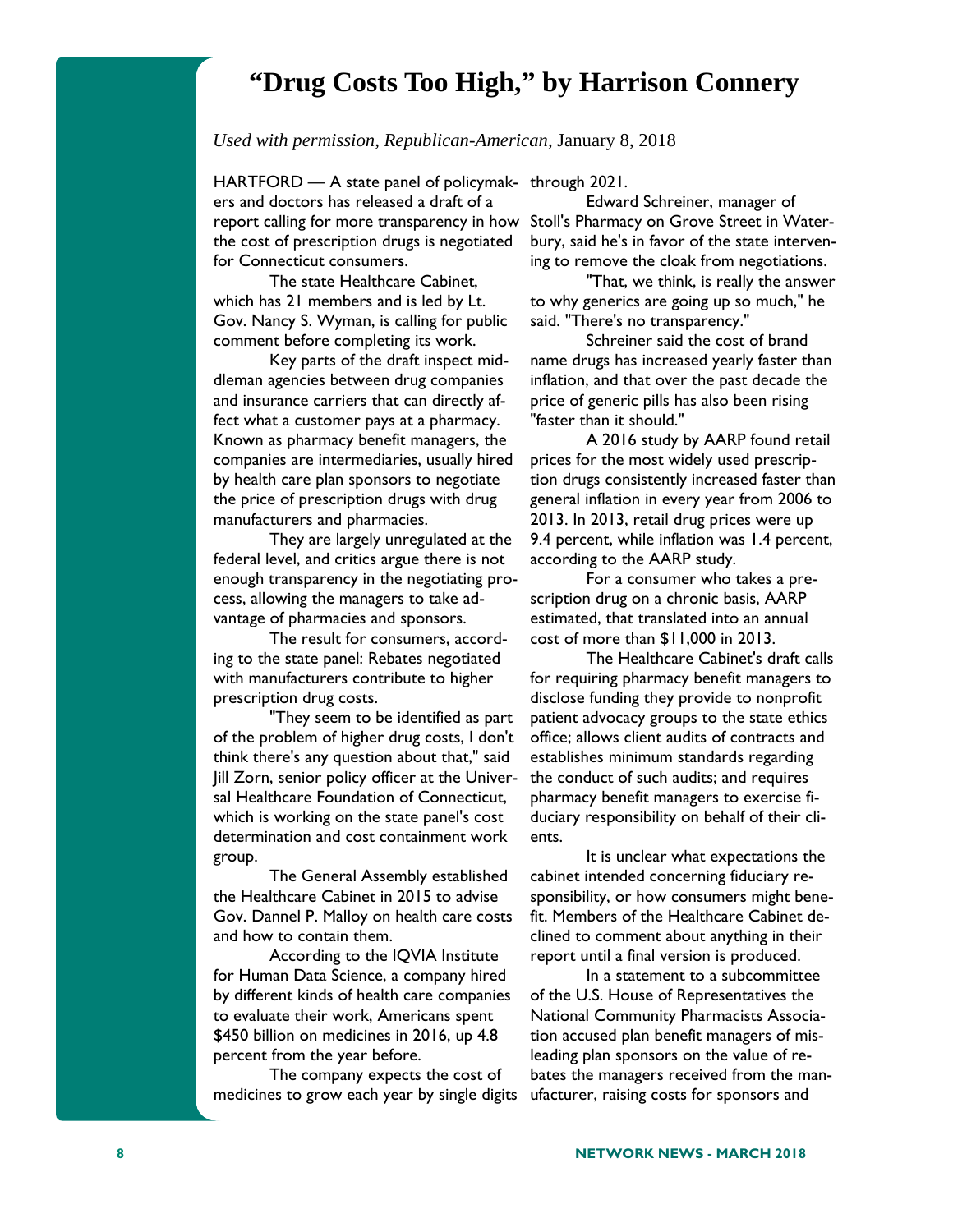# "Drug Costs Too High," by Harrison Connery

*Used with permission, Republican-American*, January 8, 2018

HARTFORD — A state panel of policymakers and doctors has released a draft of a report calling for more transparency in how the cost of prescription drugs is negotiated for Connecticut consumers.

The state Healthcare Cabinet, which has 21 members and is led by Lt. Gov. Nancy S. Wyman, is calling for public comment before completing its work.

Key parts of the draft inspect middleman agencies between drug companies and insurance carriers that can directly affect what a customer pays at a pharmacy. Known as pharmacy benefit managers, the companies are intermediaries, usually hired by health care plan sponsors to negotiate the price of prescription drugs with drug manufacturers and pharmacies.

They are largely unregulated at the federal level, and critics argue there is not enough transparency in the negotiating process, allowing the managers to take advantage of pharmacies and sponsors.

The result for consumers, according to the state panel: Rebates negotiated with manufacturers contribute to higher prescription drug costs.

"They seem to be identified as part of the problem of higher drug costs, I don't think there's any question about that," said Jill Zorn, senior policy officer at the Universal Healthcare Foundation of Connecticut, which is working on the state panel's cost determination and cost containment work group.

The General Assembly established the Healthcare Cabinet in 2015 to advise Gov. Dannel P. Malloy on health care costs and how to contain them.

According to the IQVIA Institute for Human Data Science, a company hired by different kinds of health care companies to evaluate their work, Americans spent $450 billion on medicines in 2016, up 4.8 percent from the year before.

The company expects the cost of medicines to grow each year by single digits through 2021.

Edward Schreiner, manager of Stoll's Pharmacy on Grove Street in Waterbury, said he's in favor of the state intervening to remove the cloak from negotiations.

"That, we think, is really the answer to why generics are going up so much," he said. "There's no transparency."

Schreiner said the cost of brand name drugs has increased yearly faster than inflation, and that over the past decade the price of generic pills has also been rising "faster than it should."

A 2016 study by AARP found retail prices for the most widely used prescription drugs consistently increased faster than general inflation in every year from 2006 to 2013. In 2013, retail drug prices were up 9.4 percent, while inflation was 1.4 percent, according to the AARP study.

For a consumer who takes a prescription drug on a chronic basis, AARP estimated, that translated into an annual cost of more than $11,000 in 2013.

The Healthcare Cabinet's draft calls for requiring pharmacy benefit managers to disclose funding they provide to nonprofit patient advocacy groups to the state ethics office; allows client audits of contracts and establishes minimum standards regarding the conduct of such audits; and requires pharmacy benefit managers to exercise fiduciary responsibility on behalf of their clients.

It is unclear what expectations the cabinet intended concerning fiduciary responsibility, or how consumers might benefit. Members of the Healthcare Cabinet declined to comment about anything in their report until a final version is produced.

In a statement to a subcommittee of the U.S. House of Representatives the National Community Pharmacists Association accused plan benefit managers of misleading plan sponsors on the value of rebates the managers received from the manufacturer, raising costs for sponsors and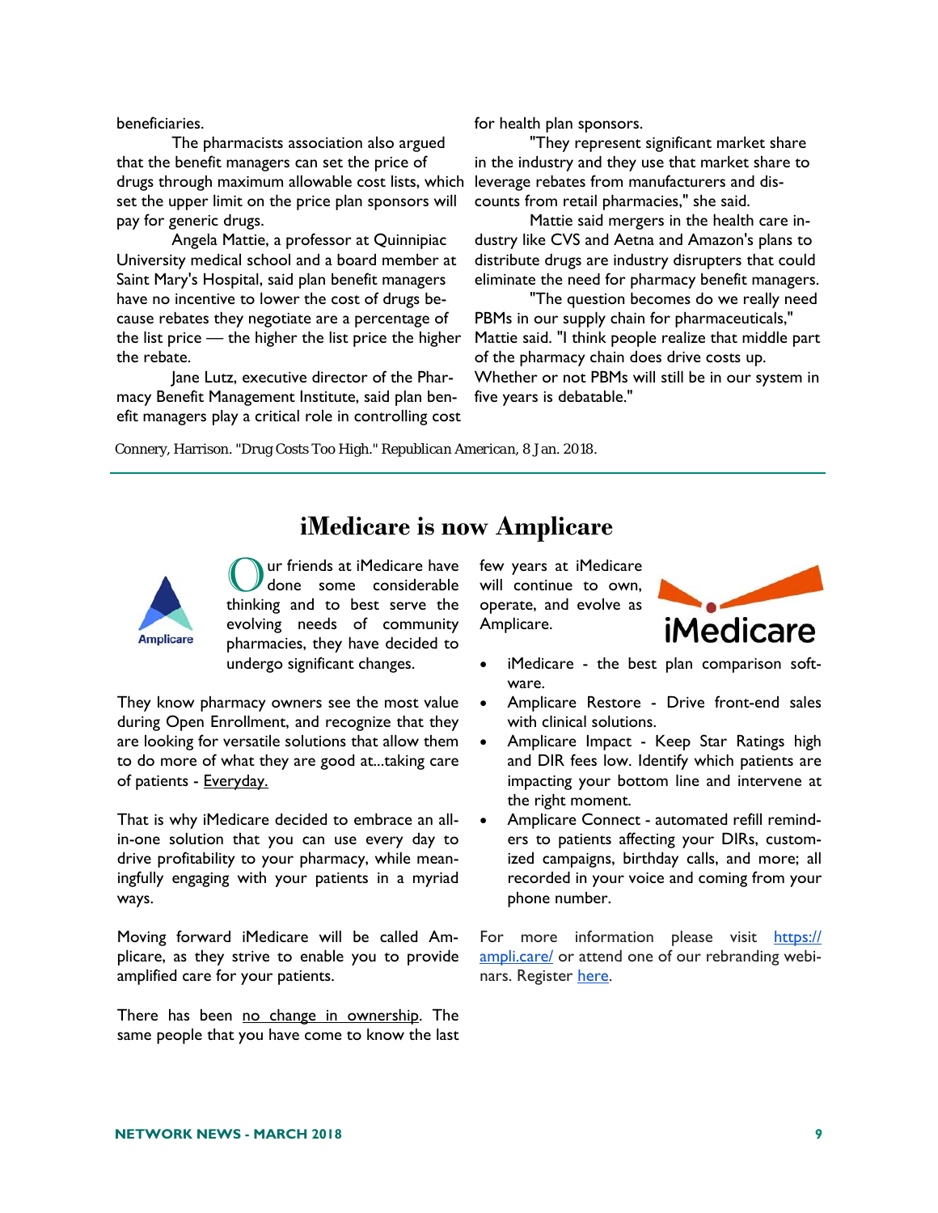beneficiaries.

The pharmacists association also argued that the benefit managers can set the price of drugs through maximum allowable cost lists, which set the upper limit on the price plan sponsors will pay for generic drugs.

Angela Mattie, a professor at Quinnipiac University medical school and a board member at Saint Mary's Hospital, said plan benefit managers have no incentive to lower the cost of drugs because rebates they negotiate are a percentage of the list price — the higher the list price the higher the rebate.

Jane Lutz, executive director of the Pharmacy Benefit Management Institute, said plan benefit managers play a critical role in controlling cost for health plan sponsors.

"They represent significant market share in the industry and they use that market share to leverage rebates from manufacturers and discounts from retail pharmacies," she said.

Mattie said mergers in the health care industry like CVS and Aetna and Amazon's plans to distribute drugs are industry disrupters that could eliminate the need for pharmacy benefit managers.

"The question becomes do we really need PBMs in our supply chain for pharmaceuticals," Mattie said. "I think people realize that middle part of the pharmacy chain does drive costs up. Whether or not PBMs will still be in our system in five years is debatable."

*Connery, Harrison. "Drug Costs Too High." Republican American, 8 Jan. 2018.*

---

# iMedicare is now Amplicare

Our friends at iMedicare have done some considerable thinking and to best serve the evolving needs of community pharmacies, they have decided to undergo significant changes.

They know pharmacy owners see the most value during Open Enrollment, and recognize that they are looking for versatile solutions that allow them to do more of what they are good at...taking care of patients - Everyday.

That is why iMedicare decided to embrace an all-in-one solution that you can use every day to drive profitability to your pharmacy, while meaningfully engaging with your patients in a myriad ways.

Moving forward iMedicare will be called Amplicare, as they strive to enable you to provide amplified care for your patients.

There has been no change in ownership. The same people that you have come to know the last few years at iMedicare will continue to own, operate, and evolve as Amplicare.

- iMedicare - the best plan comparison software.
- Amplicare Restore - Drive front-end sales with clinical solutions.
- Amplicare Impact - Keep Star Ratings high and DIR fees low. Identify which patients are impacting your bottom line and intervene at the right moment.
- Amplicare Connect - automated refill reminders to patients affecting your DIRs, customized campaigns, birthday calls, and more; all recorded in your voice and coming from your phone number.

For more information please visit https://ampli.care/ or attend one of our rebranding webinars. Register here.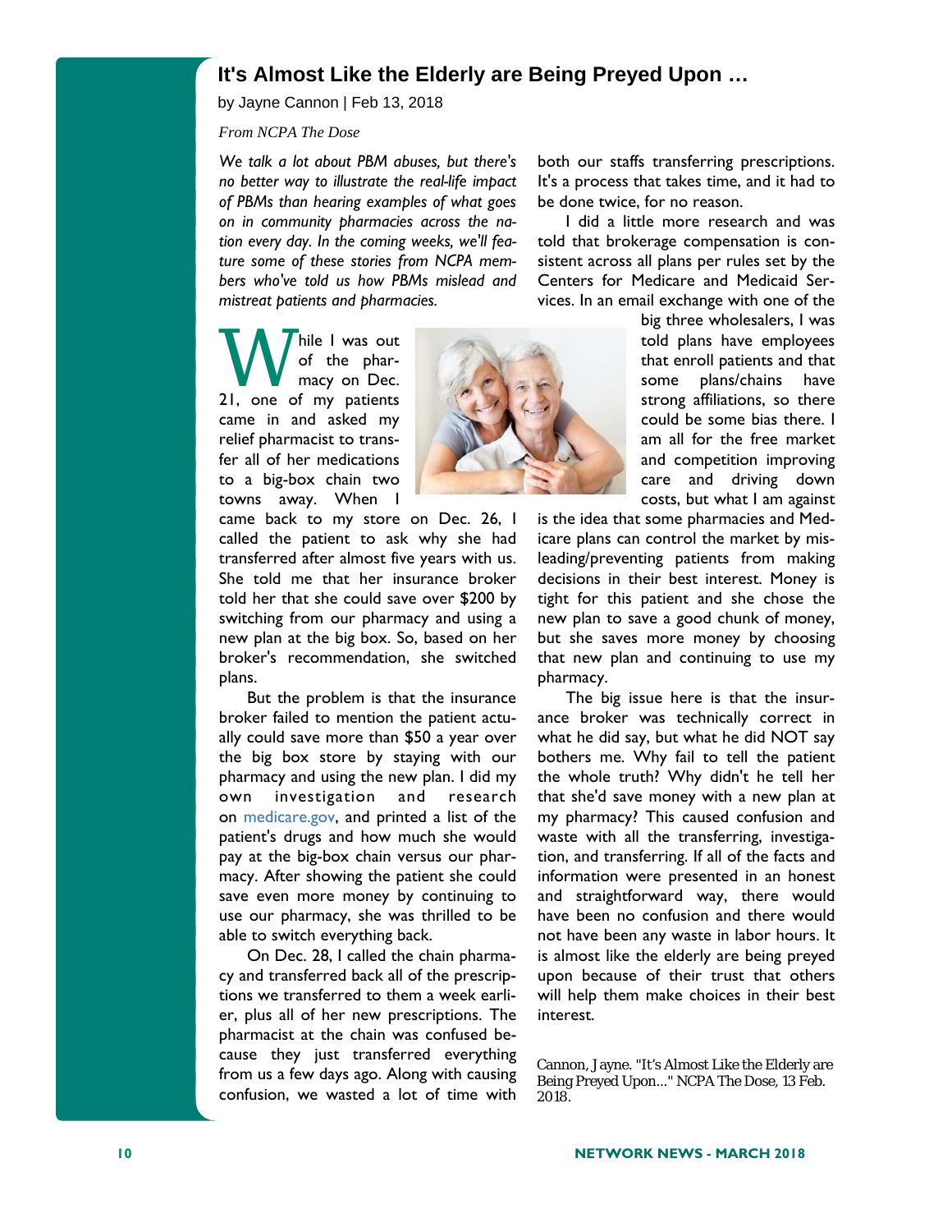## It's Almost Like the Elderly are Being Preyed Upon …

by Jayne Cannon | Feb 13, 2018

*From NCPA The Dose*

*We talk a lot about PBM abuses, but there's no better way to illustrate the real-life impact of PBMs than hearing examples of what goes on in community pharmacies across the nation every day. In the coming weeks, we'll feature some of these stories from NCPA members who've told us how PBMs mislead and mistreat patients and pharmacies.*

While I was out of the pharmacy on Dec. 21, one of my patients came in and asked my relief pharmacist to transfer all of her medications to a big-box chain two towns away. When I came back to my store on Dec. 26, I called the patient to ask why she had transferred after almost five years with us. She told me that her insurance broker told her that she could save over $200 by switching from our pharmacy and using a new plan at the big box. So, based on her broker's recommendation, she switched plans.

But the problem is that the insurance broker failed to mention the patient actually could save more than $50 a year over the big box store by staying with our pharmacy and using the new plan. I did my own investigation and research on medicare.gov, and printed a list of the patient's drugs and how much she would pay at the big-box chain versus our pharmacy. After showing the patient she could save even more money by continuing to use our pharmacy, she was thrilled to be able to switch everything back.

On Dec. 28, I called the chain pharmacy and transferred back all of the prescriptions we transferred to them a week earlier, plus all of her new prescriptions. The pharmacist at the chain was confused because they just transferred everything from us a few days ago. Along with causing confusion, we wasted a lot of time with both our staffs transferring prescriptions. It's a process that takes time, and it had to be done twice, for no reason.

I did a little more research and was told that brokerage compensation is consistent across all plans per rules set by the Centers for Medicare and Medicaid Services. In an email exchange with one of the big three wholesalers, I was told plans have employees that enroll patients and that some plans/chains have strong affiliations, so there could be some bias there. I am all for the free market and competition improving care and driving down costs, but what I am against is the idea that some pharmacies and Medicare plans can control the market by misleading/preventing patients from making decisions in their best interest. Money is tight for this patient and she chose the new plan to save a good chunk of money, but she saves more money by choosing that new plan and continuing to use my pharmacy.

The big issue here is that the insurance broker was technically correct in what he did say, but what he did NOT say bothers me. Why fail to tell the patient the whole truth? Why didn't he tell her that she'd save money with a new plan at my pharmacy? This caused confusion and waste with all the transferring, investigation, and transferring. If all of the facts and information were presented in an honest and straightforward way, there would have been no confusion and there would not have been any waste in labor hours. It is almost like the elderly are being preyed upon because of their trust that others will help them make choices in their best interest.

Cannon, Jayne. "It's Almost Like the Elderly are Being Preyed Upon..." NCPA The Dose, 13 Feb. 2018.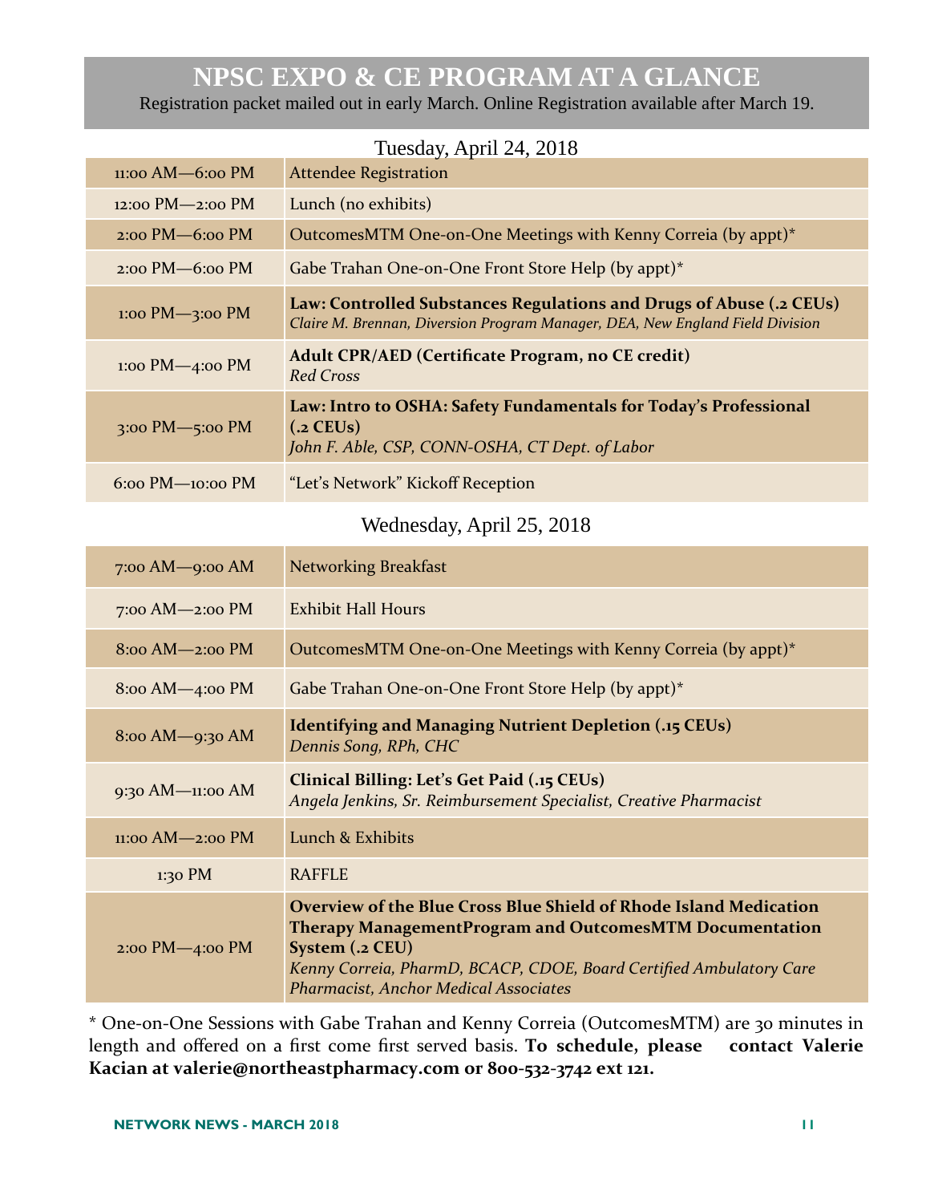# NPSC EXPO & CE PROGRAM AT A GLANCE

Registration packet mailed out in early March. Online Registration available after March 19.

## Tuesday, April 24, 2018

| Time | Event |
|---|---|
| 11:00 AM—6:00 PM | Attendee Registration |
| 12:00 PM—2:00 PM | Lunch (no exhibits) |
| 2:00 PM—6:00 PM | OutcomesMTM One-on-One Meetings with Kenny Correia (by appt)* |
| 2:00 PM—6:00 PM | Gabe Trahan One-on-One Front Store Help (by appt)* |
| 1:00 PM—3:00 PM | **Law: Controlled Substances Regulations and Drugs of Abuse (.2 CEUs)** *Claire M. Brennan, Diversion Program Manager, DEA, New England Field Division* |
| 1:00 PM—4:00 PM | **Adult CPR/AED (Certificate Program, no CE credit)** *Red Cross* |
| 3:00 PM—5:00 PM | **Law: Intro to OSHA: Safety Fundamentals for Today's Professional (.2 CEUs)** *John F. Able, CSP, CONN-OSHA, CT Dept. of Labor* |
| 6:00 PM—10:00 PM | "Let's Network" Kickoff Reception |

## Wednesday, April 25, 2018

| Time | Event |
|---|---|
| 7:00 AM—9:00 AM | Networking Breakfast |
| 7:00 AM—2:00 PM | Exhibit Hall Hours |
| 8:00 AM—2:00 PM | OutcomesMTM One-on-One Meetings with Kenny Correia (by appt)* |
| 8:00 AM—4:00 PM | Gabe Trahan One-on-One Front Store Help (by appt)* |
| 8:00 AM—9:30 AM | **Identifying and Managing Nutrient Depletion (.15 CEUs)** *Dennis Song, RPh, CHC* |
| 9:30 AM—11:00 AM | **Clinical Billing: Let's Get Paid (.15 CEUs)** *Angela Jenkins, Sr. Reimbursement Specialist, Creative Pharmacist* |
| 11:00 AM—2:00 PM | Lunch & Exhibits |
| 1:30 PM | RAFFLE |
| 2:00 PM—4:00 PM | **Overview of the Blue Cross Blue Shield of Rhode Island Medication Therapy ManagementProgram and OutcomesMTM Documentation System (.2 CEU)** *Kenny Correia, PharmD, BCACP, CDOE, Board Certified Ambulatory Care Pharmacist, Anchor Medical Associates* |

* One-on-One Sessions with Gabe Trahan and Kenny Correia (OutcomesMTM) are 30 minutes in length and offered on a first come first served basis. **To schedule, please contact Valerie Kacian at valerie@northeastpharmacy.com or 800-532-3742 ext 121.**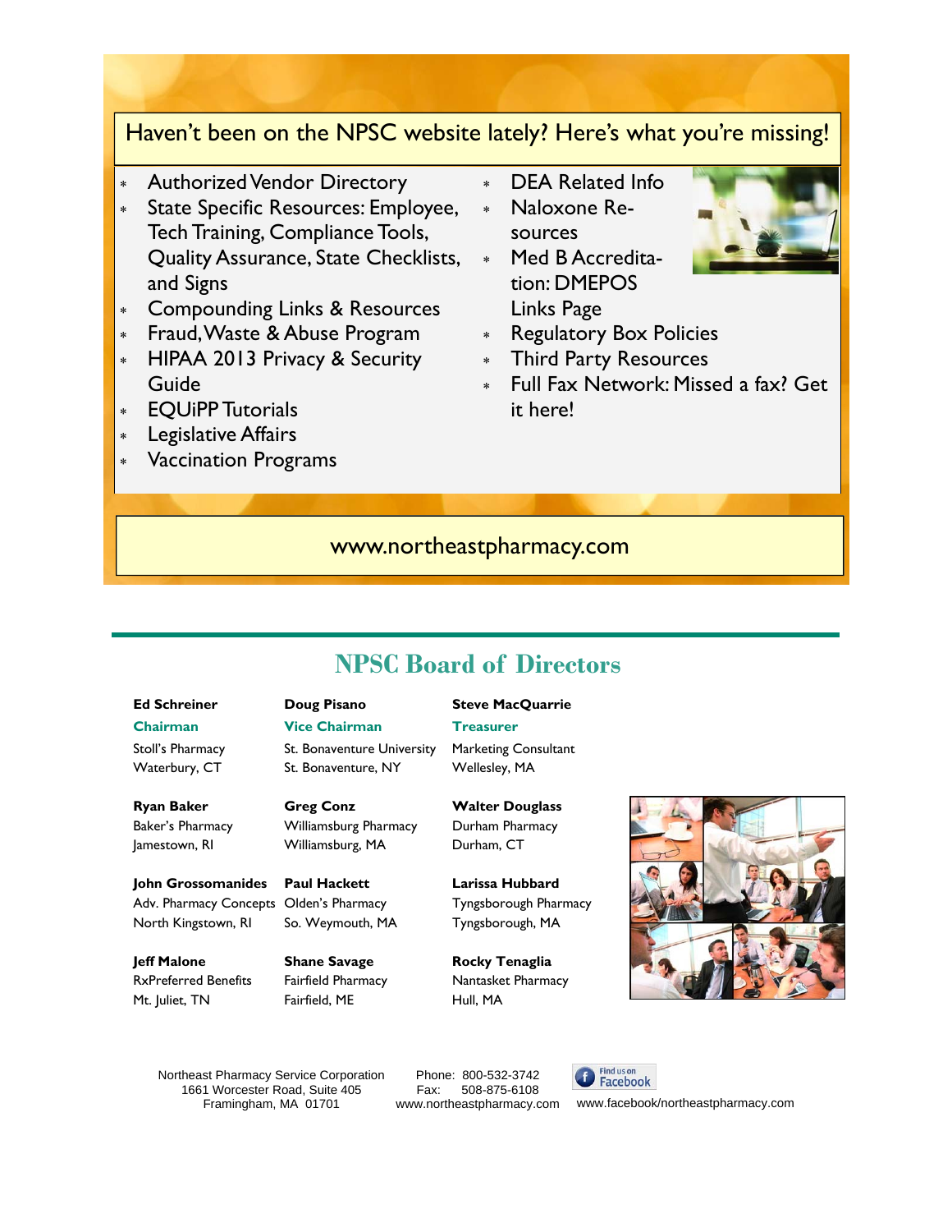## Haven't been on the NPSC website lately? Here's what you're missing!

- Authorized Vendor Directory
- State Specific Resources: Employee, Tech Training, Compliance Tools, Quality Assurance, State Checklists, and Signs
- Compounding Links & Resources
- Fraud, Waste & Abuse Program
- HIPAA 2013 Privacy & Security Guide
- EQUiPP Tutorials
- Legislative Affairs
- Vaccination Programs
- DEA Related Info
- Naloxone Resources
- Med B Accreditation: DMEPOS Links Page
- Regulatory Box Policies
- Third Party Resources
- Full Fax Network: Missed a fax? Get it here!

www.northeastpharmacy.com

## NPSC Board of Directors

**Ed Schreiner**
**Chairman**
Stoll's Pharmacy
Waterbury, CT

**Doug Pisano**
**Vice Chairman**
St. Bonaventure University
St. Bonaventure, NY

**Steve MacQuarrie**
**Treasurer**
Marketing Consultant
Wellesley, MA

**Ryan Baker**
Baker's Pharmacy
Jamestown, RI

**Greg Conz**
Williamsburg Pharmacy
Williamsburg, MA

**Walter Douglass**
Durham Pharmacy
Durham, CT

**John Grossomanides**
Adv. Pharmacy Concepts
North Kingstown, RI

**Paul Hackett**
Olden's Pharmacy
So. Weymouth, MA

**Larissa Hubbard**
Tyngsborough Pharmacy
Tyngsborough, MA

**Jeff Malone**
RxPreferred Benefits
Mt. Juliet, TN

**Shane Savage**
Fairfield Pharmacy
Fairfield, ME

**Rocky Tenaglia**
Nantasket Pharmacy
Hull, MA

Northeast Pharmacy Service Corporation
1661 Worcester Road, Suite 405
Framingham, MA 01701

Phone: 800-532-3742
Fax: 508-875-6108
www.northeastpharmacy.com

Find us on Facebook
www.facebook/northeastpharmacy.com